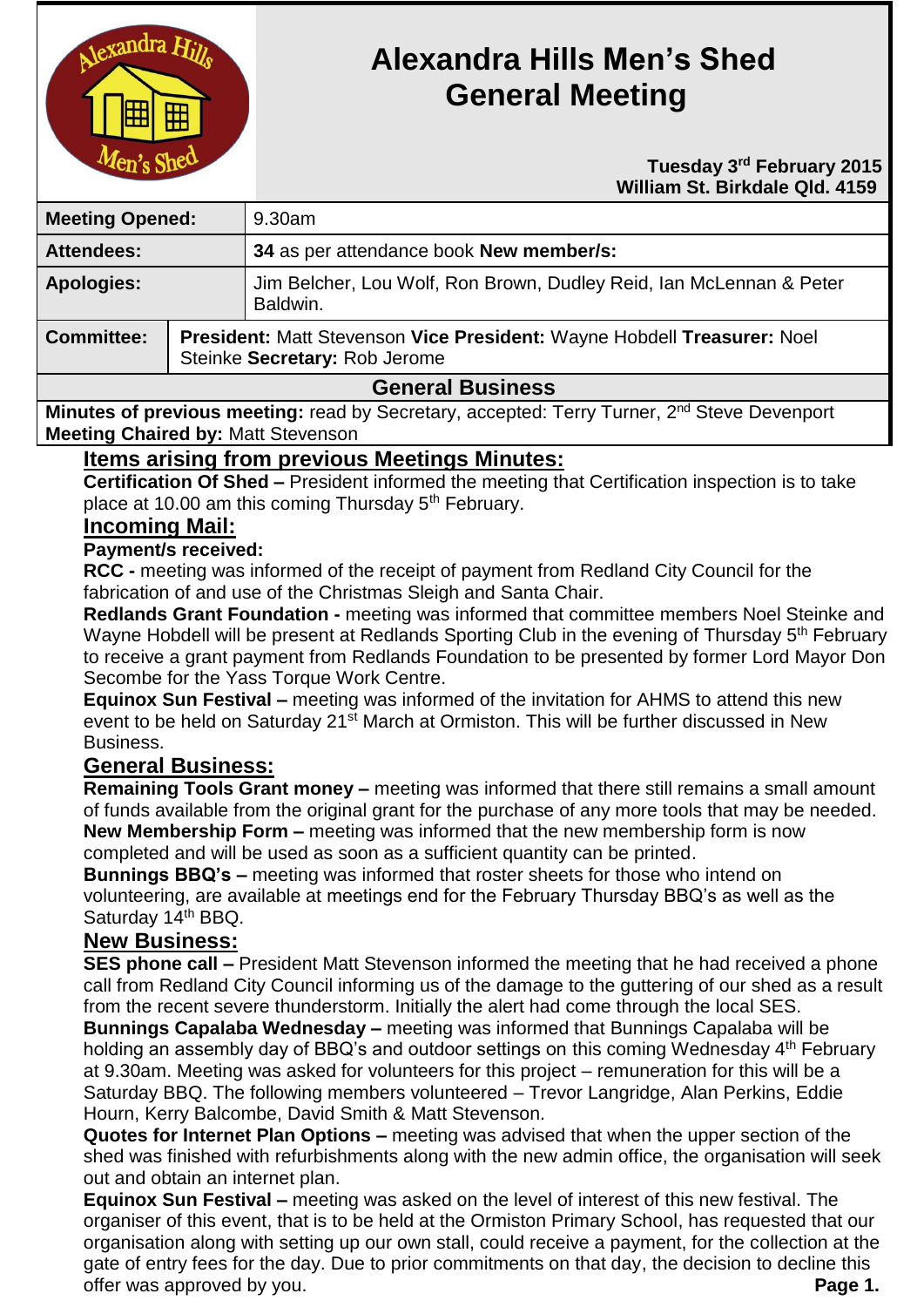# Alexandra Hills Men's Shed General Meeting

**Tuesday 3rd February 2015**
**William St. Birkdale Qld. 4159**

| | |
|---|---|
| **Meeting Opened:** | 9.30am |
| **Attendees:** | **34** as per attendance book **New member/s:** |
| **Apologies:** | Jim Belcher, Lou Wolf, Ron Brown, Dudley Reid, Ian McLennan & Peter Baldwin. |
| **Committee:** | **President:** Matt Stevenson **Vice President:** Wayne Hobdell **Treasurer:** Noel Steinke **Secretary:** Rob Jerome |

## General Business

**Minutes of previous meeting:** read by Secretary, accepted: Terry Turner, 2nd Steve Devenport
**Meeting Chaired by:** Matt Stevenson

### Items arising from previous Meetings Minutes:

**Certification Of Shed –** President informed the meeting that Certification inspection is to take place at 10.00 am this coming Thursday 5th February.

### Incoming Mail:

**Payment/s received:**

**RCC -** meeting was informed of the receipt of payment from Redland City Council for the fabrication of and use of the Christmas Sleigh and Santa Chair.

**Redlands Grant Foundation -** meeting was informed that committee members Noel Steinke and Wayne Hobdell will be present at Redlands Sporting Club in the evening of Thursday 5th February to receive a grant payment from Redlands Foundation to be presented by former Lord Mayor Don Secombe for the Yass Torque Work Centre.

**Equinox Sun Festival –** meeting was informed of the invitation for AHMS to attend this new event to be held on Saturday 21st March at Ormiston. This will be further discussed in New Business.

### General Business:

**Remaining Tools Grant money –** meeting was informed that there still remains a small amount of funds available from the original grant for the purchase of any more tools that may be needed.

**New Membership Form –** meeting was informed that the new membership form is now completed and will be used as soon as a sufficient quantity can be printed.

**Bunnings BBQ's –** meeting was informed that roster sheets for those who intend on volunteering, are available at meetings end for the February Thursday BBQ's as well as the Saturday 14th BBQ.

### New Business:

**SES phone call –** President Matt Stevenson informed the meeting that he had received a phone call from Redland City Council informing us of the damage to the guttering of our shed as a result from the recent severe thunderstorm. Initially the alert had come through the local SES.

**Bunnings Capalaba Wednesday –** meeting was informed that Bunnings Capalaba will be holding an assembly day of BBQ's and outdoor settings on this coming Wednesday 4th February at 9.30am. Meeting was asked for volunteers for this project – remuneration for this will be a Saturday BBQ. The following members volunteered – Trevor Langridge, Alan Perkins, Eddie Hourn, Kerry Balcombe, David Smith & Matt Stevenson.

**Quotes for Internet Plan Options –** meeting was advised that when the upper section of the shed was finished with refurbishments along with the new admin office, the organisation will seek out and obtain an internet plan.

**Equinox Sun Festival –** meeting was asked on the level of interest of this new festival. The organiser of this event, that is to be held at the Ormiston Primary School, has requested that our organisation along with setting up our own stall, could receive a payment, for the collection at the gate of entry fees for the day. Due to prior commitments on that day, the decision to decline this offer was approved by you.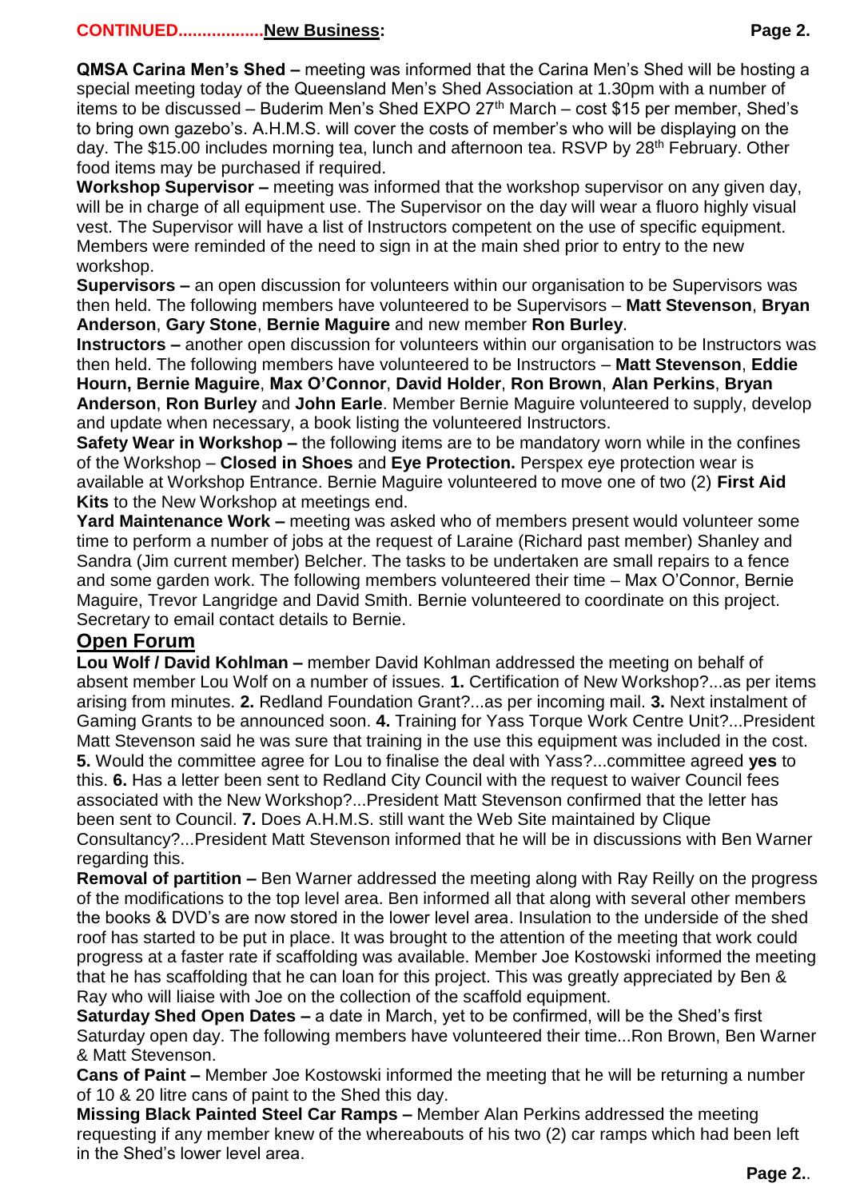**CONTINUED..................New Business:**

**QMSA Carina Men's Shed –** meeting was informed that the Carina Men's Shed will be hosting a special meeting today of the Queensland Men's Shed Association at 1.30pm with a number of items to be discussed – Buderim Men's Shed EXPO 27th March – cost $15 per member, Shed's to bring own gazebo's. A.H.M.S. will cover the costs of member's who will be displaying on the day. The $15.00 includes morning tea, lunch and afternoon tea. RSVP by 28th February. Other food items may be purchased if required.

**Workshop Supervisor –** meeting was informed that the workshop supervisor on any given day, will be in charge of all equipment use. The Supervisor on the day will wear a fluoro highly visual vest. The Supervisor will have a list of Instructors competent on the use of specific equipment. Members were reminded of the need to sign in at the main shed prior to entry to the new workshop.

**Supervisors –** an open discussion for volunteers within our organisation to be Supervisors was then held. The following members have volunteered to be Supervisors – **Matt Stevenson**, **Bryan Anderson**, **Gary Stone**, **Bernie Maguire** and new member **Ron Burley**.

**Instructors –** another open discussion for volunteers within our organisation to be Instructors was then held. The following members have volunteered to be Instructors – **Matt Stevenson**, **Eddie Hourn, Bernie Maguire**, **Max O'Connor**, **David Holder**, **Ron Brown**, **Alan Perkins**, **Bryan Anderson**, **Ron Burley** and **John Earle**. Member Bernie Maguire volunteered to supply, develop and update when necessary, a book listing the volunteered Instructors.

**Safety Wear in Workshop –** the following items are to be mandatory worn while in the confines of the Workshop – **Closed in Shoes** and **Eye Protection.** Perspex eye protection wear is available at Workshop Entrance. Bernie Maguire volunteered to move one of two (2) **First Aid Kits** to the New Workshop at meetings end.

**Yard Maintenance Work –** meeting was asked who of members present would volunteer some time to perform a number of jobs at the request of Laraine (Richard past member) Shanley and Sandra (Jim current member) Belcher. The tasks to be undertaken are small repairs to a fence and some garden work. The following members volunteered their time – Max O'Connor, Bernie Maguire, Trevor Langridge and David Smith. Bernie volunteered to coordinate on this project. Secretary to email contact details to Bernie.

## Open Forum

**Lou Wolf / David Kohlman –** member David Kohlman addressed the meeting on behalf of absent member Lou Wolf on a number of issues. **1.** Certification of New Workshop?...as per items arising from minutes. **2.** Redland Foundation Grant?...as per incoming mail. **3.** Next instalment of Gaming Grants to be announced soon. **4.** Training for Yass Torque Work Centre Unit?...President Matt Stevenson said he was sure that training in the use this equipment was included in the cost. **5.** Would the committee agree for Lou to finalise the deal with Yass?...committee agreed **yes** to this. **6.** Has a letter been sent to Redland City Council with the request to waiver Council fees associated with the New Workshop?...President Matt Stevenson confirmed that the letter has been sent to Council. **7.** Does A.H.M.S. still want the Web Site maintained by Clique Consultancy?...President Matt Stevenson informed that he will be in discussions with Ben Warner regarding this.

**Removal of partition –** Ben Warner addressed the meeting along with Ray Reilly on the progress of the modifications to the top level area. Ben informed all that along with several other members the books & DVD's are now stored in the lower level area. Insulation to the underside of the shed roof has started to be put in place. It was brought to the attention of the meeting that work could progress at a faster rate if scaffolding was available. Member Joe Kostowski informed the meeting that he has scaffolding that he can loan for this project. This was greatly appreciated by Ben & Ray who will liaise with Joe on the collection of the scaffold equipment.

**Saturday Shed Open Dates –** a date in March, yet to be confirmed, will be the Shed's first Saturday open day. The following members have volunteered their time...Ron Brown, Ben Warner & Matt Stevenson.

**Cans of Paint –** Member Joe Kostowski informed the meeting that he will be returning a number of 10 & 20 litre cans of paint to the Shed this day.

**Missing Black Painted Steel Car Ramps –** Member Alan Perkins addressed the meeting requesting if any member knew of the whereabouts of his two (2) car ramps which had been left in the Shed's lower level area.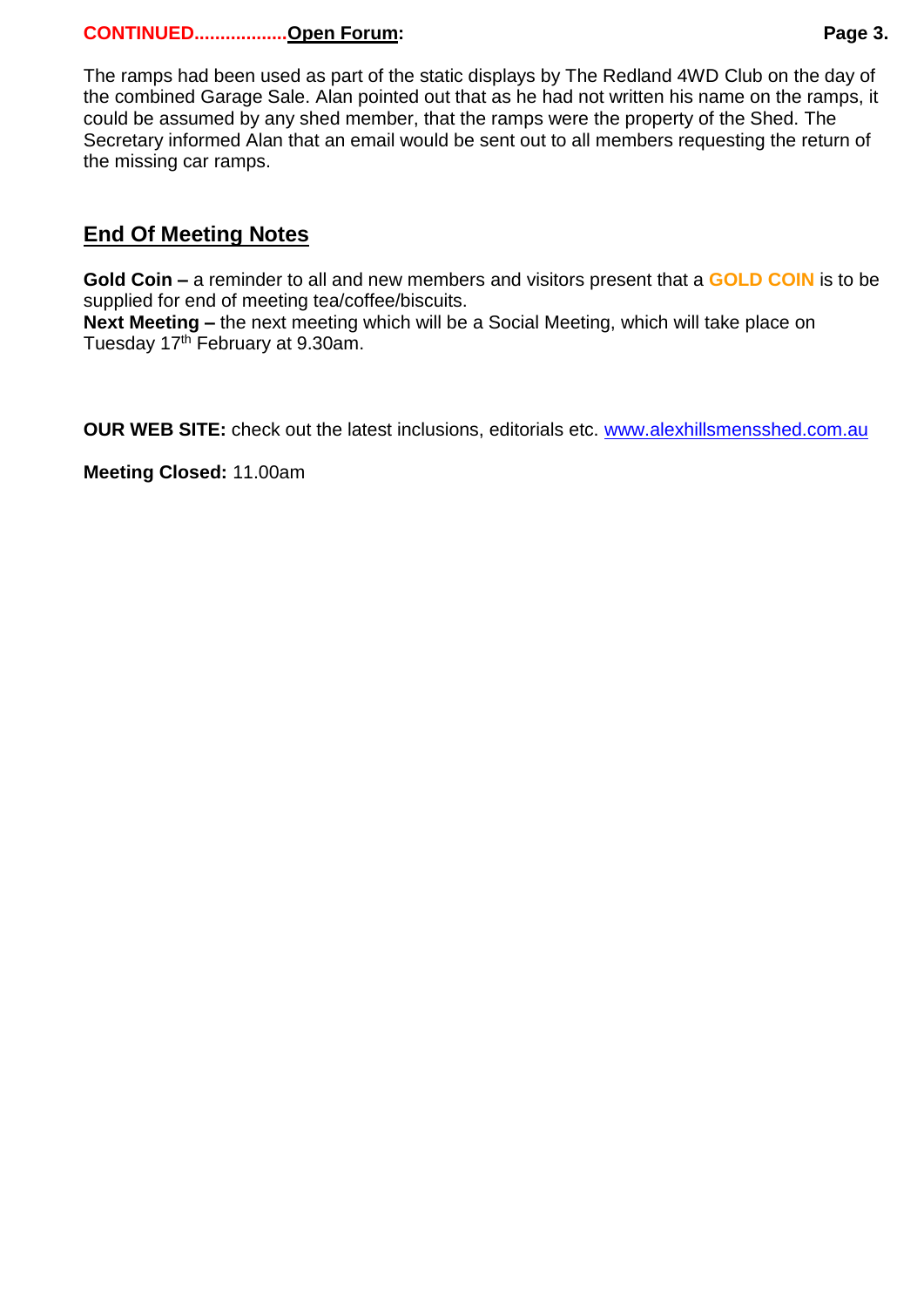**CONTINUED..................Open Forum:**

The ramps had been used as part of the static displays by The Redland 4WD Club on the day of the combined Garage Sale. Alan pointed out that as he had not written his name on the ramps, it could be assumed by any shed member, that the ramps were the property of the Shed. The Secretary informed Alan that an email would be sent out to all members requesting the return of the missing car ramps.

## End Of Meeting Notes

**Gold Coin –** a reminder to all and new members and visitors present that a **GOLD COIN** is to be supplied for end of meeting tea/coffee/biscuits.
**Next Meeting –** the next meeting which will be a Social Meeting, which will take place on Tuesday 17th February at 9.30am.

**OUR WEB SITE:** check out the latest inclusions, editorials etc. www.alexhillsmensshed.com.au

**Meeting Closed:** 11.00am